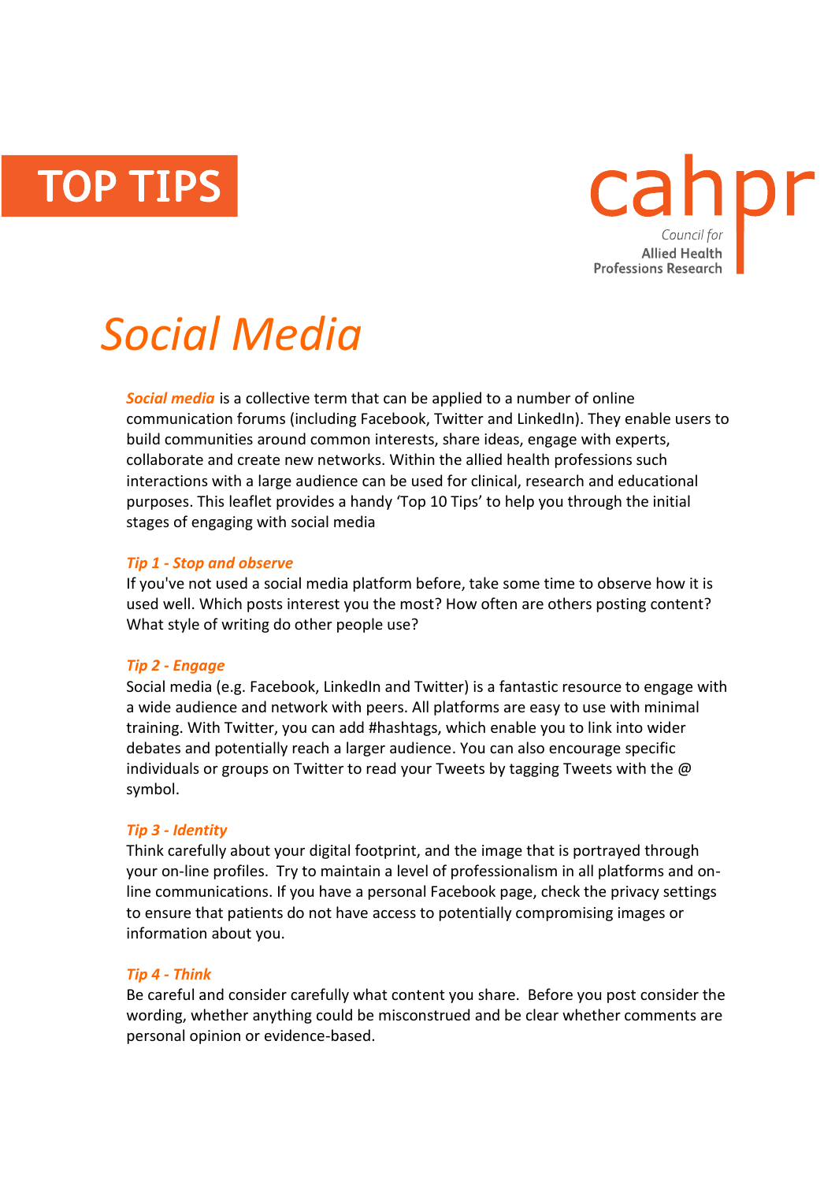TOP TIPS

cahpr
Council for
Allied Health
Professions Research

# *Social Media*

***Social media*** is a collective term that can be applied to a number of online communication forums (including Facebook, Twitter and LinkedIn). They enable users to build communities around common interests, share ideas, engage with experts, collaborate and create new networks. Within the allied health professions such interactions with a large audience can be used for clinical, research and educational purposes. This leaflet provides a handy 'Top 10 Tips' to help you through the initial stages of engaging with social media

### *Tip 1 - Stop and observe*

If you've not used a social media platform before, take some time to observe how it is used well. Which posts interest you the most? How often are others posting content? What style of writing do other people use?

### *Tip 2 - Engage*

Social media (e.g. Facebook, LinkedIn and Twitter) is a fantastic resource to engage with a wide audience and network with peers. All platforms are easy to use with minimal training. With Twitter, you can add #hashtags, which enable you to link into wider debates and potentially reach a larger audience. You can also encourage specific individuals or groups on Twitter to read your Tweets by tagging Tweets with the @ symbol.

### *Tip 3 - Identity*

Think carefully about your digital footprint, and the image that is portrayed through your on-line profiles. Try to maintain a level of professionalism in all platforms and on-line communications. If you have a personal Facebook page, check the privacy settings to ensure that patients do not have access to potentially compromising images or information about you.

### *Tip 4 - Think*

Be careful and consider carefully what content you share. Before you post consider the wording, whether anything could be misconstrued and be clear whether comments are personal opinion or evidence-based.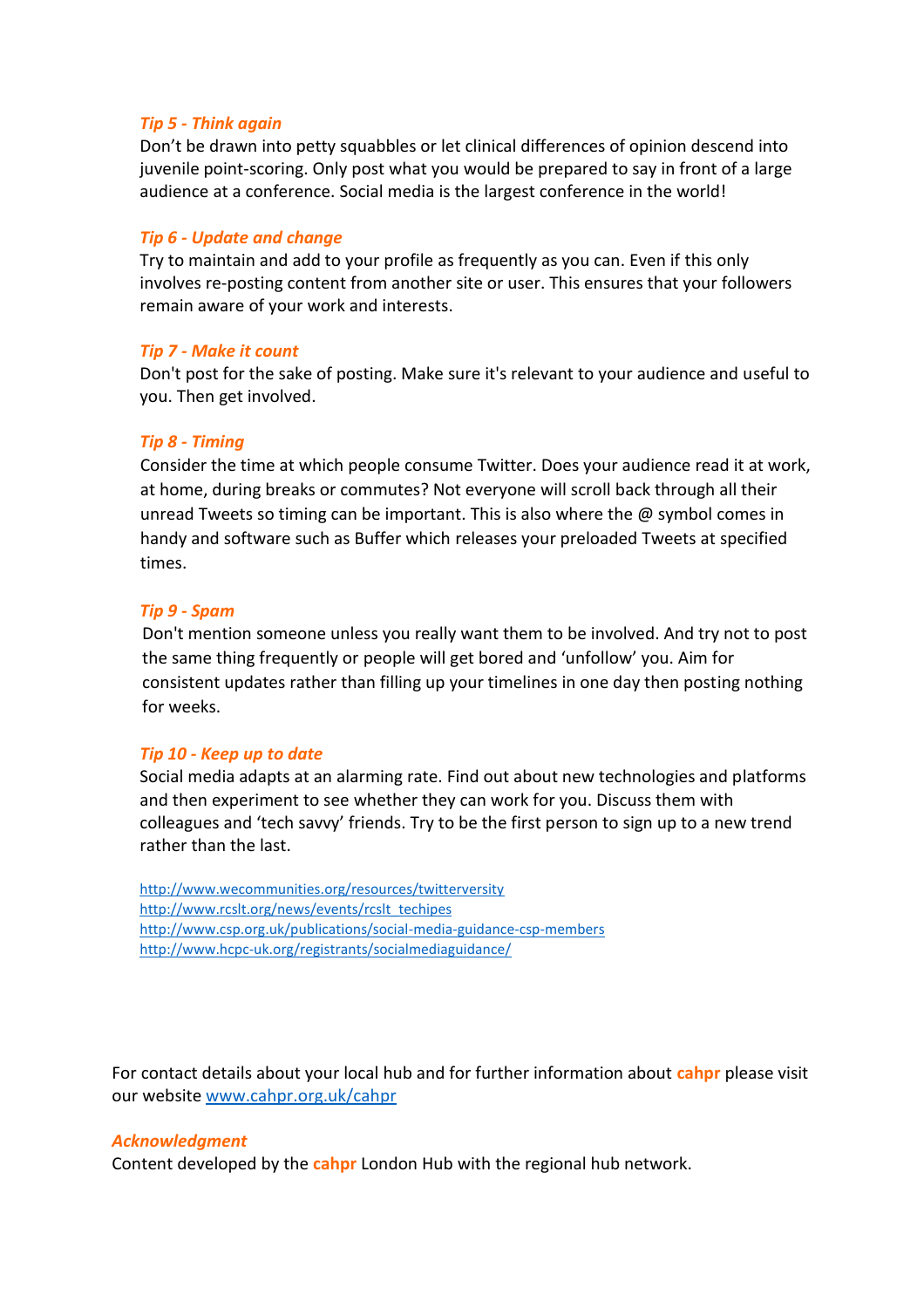### *Tip 5 - Think again*

Don't be drawn into petty squabbles or let clinical differences of opinion descend into juvenile point-scoring. Only post what you would be prepared to say in front of a large audience at a conference. Social media is the largest conference in the world!

### *Tip 6 - Update and change*

Try to maintain and add to your profile as frequently as you can. Even if this only involves re-posting content from another site or user. This ensures that your followers remain aware of your work and interests.

### *Tip 7 - Make it count*

Don't post for the sake of posting. Make sure it's relevant to your audience and useful to you. Then get involved.

### *Tip 8 - Timing*

Consider the time at which people consume Twitter. Does your audience read it at work, at home, during breaks or commutes? Not everyone will scroll back through all their unread Tweets so timing can be important. This is also where the @ symbol comes in handy and software such as Buffer which releases your preloaded Tweets at specified times.

### *Tip 9 - Spam*

Don't mention someone unless you really want them to be involved. And try not to post the same thing frequently or people will get bored and 'unfollow' you. Aim for consistent updates rather than filling up your timelines in one day then posting nothing for weeks.

### *Tip 10 - Keep up to date*

Social media adapts at an alarming rate. Find out about new technologies and platforms and then experiment to see whether they can work for you. Discuss them with colleagues and 'tech savvy' friends. Try to be the first person to sign up to a new trend rather than the last.

http://www.wecommunities.org/resources/twitterversity
http://www.rcslt.org/news/events/rcslt_techipes
http://www.csp.org.uk/publications/social-media-guidance-csp-members
http://www.hcpc-uk.org/registrants/socialmediaguidance/

For contact details about your local hub and for further information about **cahpr** please visit our website www.cahpr.org.uk/cahpr

### *Acknowledgment*

Content developed by the **cahpr** London Hub with the regional hub network.